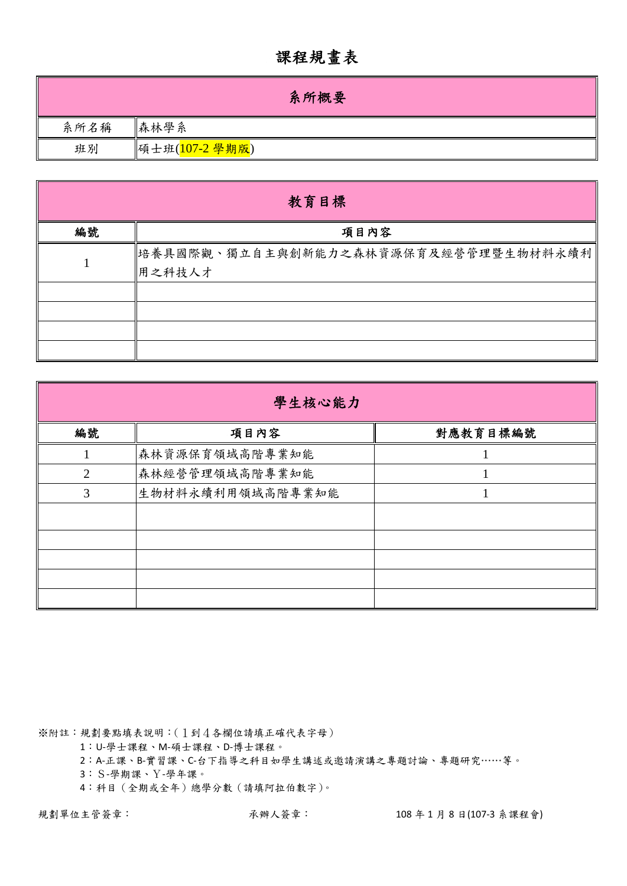# 課程規畫表

| 系所概要 | |
|---|---|
| 系所名稱 | 森林學系 |
| 班別 | 碩士班(107-2 學期版) |

| 教育目標 | |
|---|---|
| **編號** | **項目內容** |
| 1 | 培養具國際觀、獨立自主與創新能力之森林資源保育及經營管理暨生物材料永續利用之科技人才 |
| | |
| | |
| | |
| | |

| 學生核心能力 | | |
|---|---|---|
| **編號** | **項目內容** | **對應教育目標編號** |
| 1 | 森林資源保育領域高階專業知能 | 1 |
| 2 | 森林經營管理領域高階專業知能 | 1 |
| 3 | 生物材料永續利用領域高階專業知能 | 1 |
| | | |
| | | |
| | | |
| | | |
| | | |

※附註：規劃要點填表說明：(１到４各欄位請填正確代表字母)

1：U-學士課程、M-碩士課程、D-博士課程。

2：A-正課、B-實習課、C-台下指導之科目如學生講述或邀請演講之專題討論、專題研究……等。

3：Ｓ-學期課、Ｙ-學年課。

4：科目（全期或全年）總學分數（請填阿拉伯數字)。

規劃單位主管簽章：　　　　　　　　承辦人簽章：　　　　　　　　108 年 1 月 8 日(107-3 系課程會)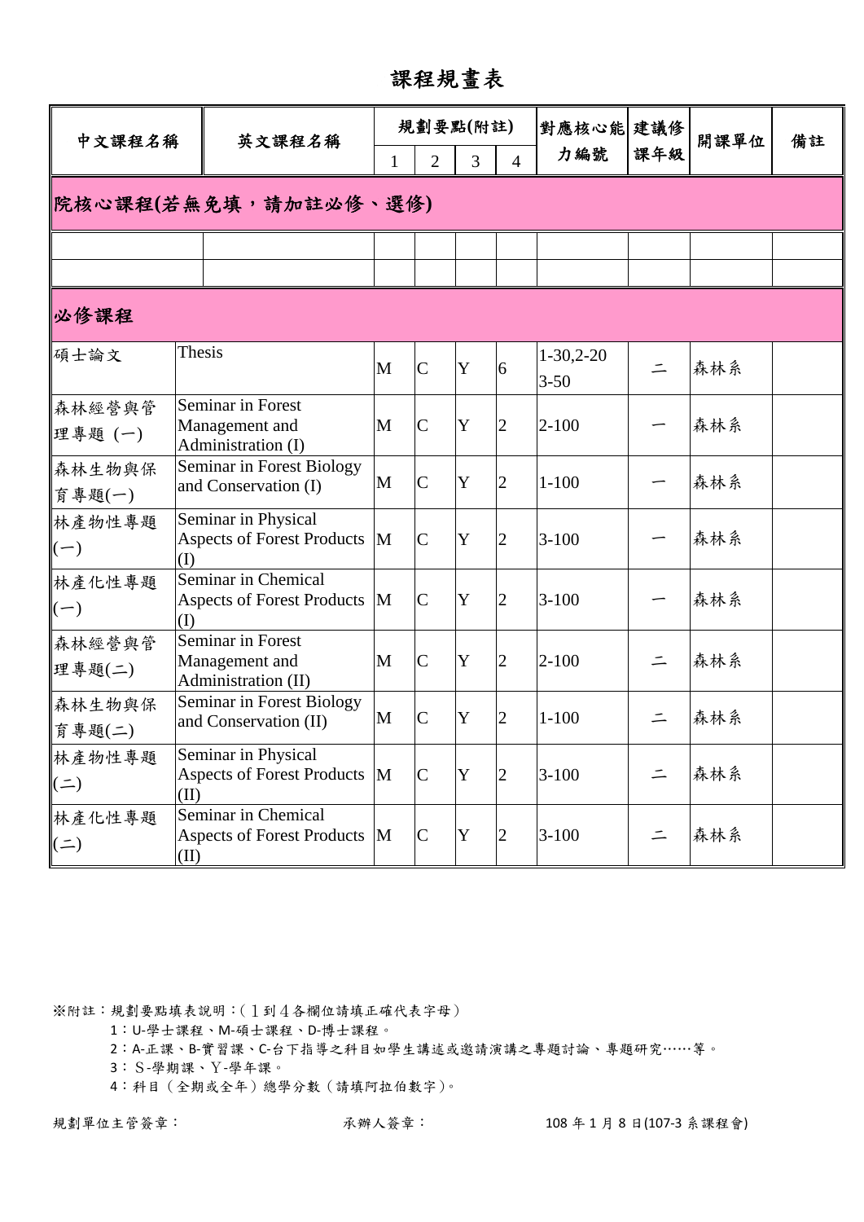# 課程規畫表

| 中文課程名稱 | 英文課程名稱 | 規劃要點(附註) | | | | 對應核心能力編號 | 建議修課年級 | 開課單位 | 備註 |
|---|---|---|---|---|---|---|---|---|---|
| | | 1 | 2 | 3 | 4 | | | | |
| **院核心課程(若無免填，請加註必修、選修)** | | | | | | | | | |
| | | | | | | | | | |
| | | | | | | | | | |
| **必修課程** | | | | | | | | | |
| 碩士論文 | Thesis | M | C | Y | 6 | 1-30,2-20 3-50 | 二 | 森林系 | |
| 森林經營與管理專題 (一) | Seminar in Forest Management and Administration (I) | M | C | Y | 2 | 2-100 | 一 | 森林系 | |
| 森林生物與保育專題(一) | Seminar in Forest Biology and Conservation (I) | M | C | Y | 2 | 1-100 | 一 | 森林系 | |
| 林產物性專題(一) | Seminar in Physical Aspects of Forest Products (I) | M | C | Y | 2 | 3-100 | 一 | 森林系 | |
| 林產化性專題(一) | Seminar in Chemical Aspects of Forest Products (I) | M | C | Y | 2 | 3-100 | 一 | 森林系 | |
| 森林經營與管理專題(二) | Seminar in Forest Management and Administration (II) | M | C | Y | 2 | 2-100 | 二 | 森林系 | |
| 森林生物與保育專題(二) | Seminar in Forest Biology and Conservation (II) | M | C | Y | 2 | 1-100 | 二 | 森林系 | |
| 林產物性專題(二) | Seminar in Physical Aspects of Forest Products (II) | M | C | Y | 2 | 3-100 | 二 | 森林系 | |
| 林產化性專題(二) | Seminar in Chemical Aspects of Forest Products (II) | M | C | Y | 2 | 3-100 | 二 | 森林系 | |

※附註：規劃要點填表說明：(１到４各欄位請填正確代表字母)

1：U-學士課程、M-碩士課程、D-博士課程。

2：A-正課、B-實習課、C-台下指導之科目如學生講述或邀請演講之專題討論、專題研究……等。

3：Ｓ-學期課、Ｙ-學年課。

4：科目（全期或全年）總學分數（請填阿拉伯數字)。

規劃單位主管簽章：　　　　　　　　承辦人簽章：　　　　　　　　108 年 1 月 8 日(107-3 系課程會)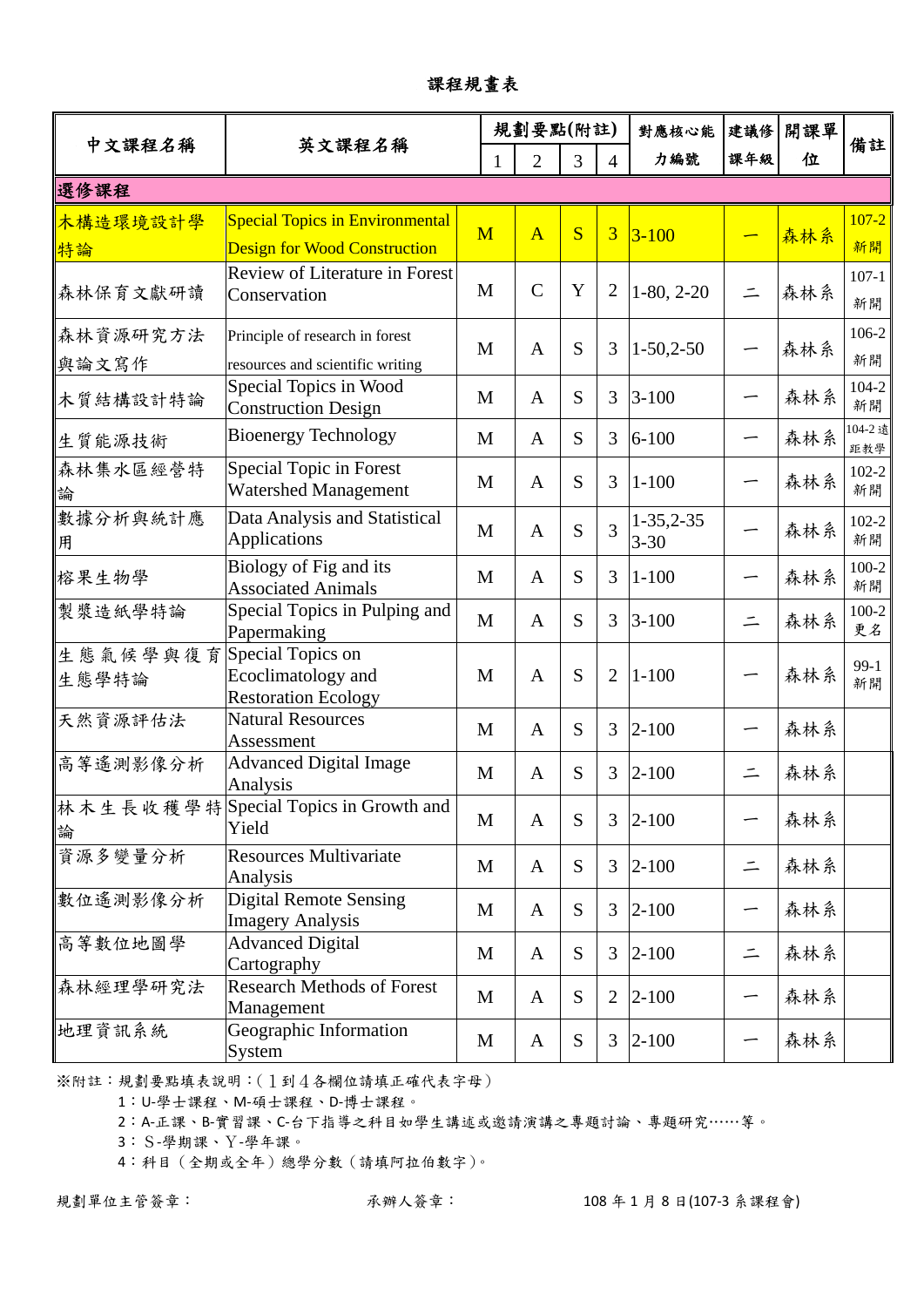# 課程規畫表

| 中文課程名稱 | 英文課程名稱 | 規劃要點(附註) | | | | 對應核心能力編號 | 建議修課年級 | 開課單位 | 備註 |
|---|---|---|---|---|---|---|---|---|---|
| | | 1 | 2 | 3 | 4 | | | | |
| **選修課程** | | | | | | | | | |
| 木構造環境設計學特論 | Special Topics in Environmental Design for Wood Construction | M | A | S | 3 | 3-100 | 一 | 森林系 | 107-2 新開 |
| 森林保育文獻研讀 | Review of Literature in Forest Conservation | M | C | Y | 2 | 1-80, 2-20 | 二 | 森林系 | 107-1 新開 |
| 森林資源研究方法與論文寫作 | Principle of research in forest resources and scientific writing | M | A | S | 3 | 1-50,2-50 | 一 | 森林系 | 106-2 新開 |
| 木質結構設計特論 | Special Topics in Wood Construction Design | M | A | S | 3 | 3-100 | 一 | 森林系 | 104-2 新開 |
| 生質能源技術 | Bioenergy Technology | M | A | S | 3 | 6-100 | 一 | 森林系 | 104-2 遠距教學 |
| 森林集水區經營特論 | Special Topic in Forest Watershed Management | M | A | S | 3 | 1-100 | 一 | 森林系 | 102-2 新開 |
| 數據分析與統計應用 | Data Analysis and Statistical Applications | M | A | S | 3 | 1-35,2-35 3-30 | 一 | 森林系 | 102-2 新開 |
| 榕果生物學 | Biology of Fig and its Associated Animals | M | A | S | 3 | 1-100 | 一 | 森林系 | 100-2 新開 |
| 製漿造紙學特論 | Special Topics in Pulping and Papermaking | M | A | S | 3 | 3-100 | 二 | 森林系 | 100-2 更名 |
| 生態氣候學與復育生態學特論 | Special Topics on Ecoclimatology and Restoration Ecology | M | A | S | 2 | 1-100 | 一 | 森林系 | 99-1 新開 |
| 天然資源評估法 | Natural Resources Assessment | M | A | S | 3 | 2-100 | 一 | 森林系 | |
| 高等遙測影像分析 | Advanced Digital Image Analysis | M | A | S | 3 | 2-100 | 二 | 森林系 | |
| 林木生長收穫學特論 | Special Topics in Growth and Yield | M | A | S | 3 | 2-100 | 一 | 森林系 | |
| 資源多變量分析 | Resources Multivariate Analysis | M | A | S | 3 | 2-100 | 二 | 森林系 | |
| 數位遙測影像分析 | Digital Remote Sensing Imagery Analysis | M | A | S | 3 | 2-100 | 一 | 森林系 | |
| 高等數位地圖學 | Advanced Digital Cartography | M | A | S | 3 | 2-100 | 二 | 森林系 | |
| 森林經理學研究法 | Research Methods of Forest Management | M | A | S | 2 | 2-100 | 一 | 森林系 | |
| 地理資訊系統 | Geographic Information System | M | A | S | 3 | 2-100 | 一 | 森林系 | |

※附註：規劃要點填表說明：(1到4各欄位請填正確代表字母)

1：U-學士課程、M-碩士課程、D-博士課程。

2：A-正課、B-實習課、C-台下指導之科目如學生講述或邀請演講之專題討論、專題研究……等。

3：S-學期課、Y-學年課。

4：科目（全期或全年）總學分數（請填阿拉伯數字）。

規劃單位主管簽章：　　　　　　承辦人簽章：　　　　　　108 年 1 月 8 日(107-3 系課程會)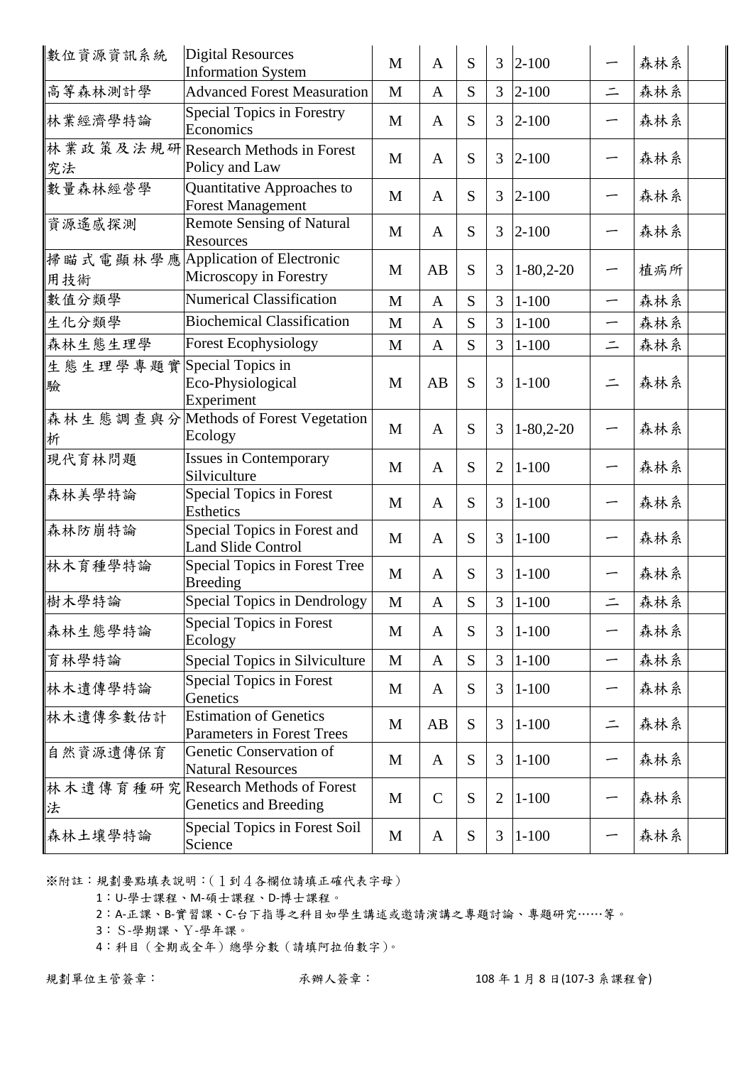| | | | | | | | | | |
|---|---|---|---|---|---|---|---|---|---|
| 數位資源資訊系統 | Digital Resources Information System | M | A | S | 3 | 2-100 | 一 | 森林系 | |
| 高等森林測計學 | Advanced Forest Measuration | M | A | S | 3 | 2-100 | 二 | 森林系 | |
| 林業經濟學特論 | Special Topics in Forestry Economics | M | A | S | 3 | 2-100 | 一 | 森林系 | |
| 林業政策及法規研究法 | Research Methods in Forest Policy and Law | M | A | S | 3 | 2-100 | 一 | 森林系 | |
| 數量森林經營學 | Quantitative Approaches to Forest Management | M | A | S | 3 | 2-100 | 一 | 森林系 | |
| 資源遙感探測 | Remote Sensing of Natural Resources | M | A | S | 3 | 2-100 | 一 | 森林系 | |
| 掃瞄式電顯林學應用技術 | Application of Electronic Microscopy in Forestry | M | AB | S | 3 | 1-80,2-20 | 一 | 植病所 | |
| 數值分類學 | Numerical Classification | M | A | S | 3 | 1-100 | 一 | 森林系 | |
| 生化分類學 | Biochemical Classification | M | A | S | 3 | 1-100 | 一 | 森林系 | |
| 森林生態生理學 | Forest Ecophysiology | M | A | S | 3 | 1-100 | 二 | 森林系 | |
| 生態生理學專題實驗 | Special Topics in Eco-Physiological Experiment | M | AB | S | 3 | 1-100 | 二 | 森林系 | |
| 森林生態調查與分析 | Methods of Forest Vegetation Ecology | M | A | S | 3 | 1-80,2-20 | 一 | 森林系 | |
| 現代育林問題 | Issues in Contemporary Silviculture | M | A | S | 2 | 1-100 | 一 | 森林系 | |
| 森林美學特論 | Special Topics in Forest Esthetics | M | A | S | 3 | 1-100 | 一 | 森林系 | |
| 森林防崩特論 | Special Topics in Forest and Land Slide Control | M | A | S | 3 | 1-100 | 一 | 森林系 | |
| 林木育種學特論 | Special Topics in Forest Tree Breeding | M | A | S | 3 | 1-100 | 一 | 森林系 | |
| 樹木學特論 | Special Topics in Dendrology | M | A | S | 3 | 1-100 | 二 | 森林系 | |
| 森林生態學特論 | Special Topics in Forest Ecology | M | A | S | 3 | 1-100 | 一 | 森林系 | |
| 育林學特論 | Special Topics in Silviculture | M | A | S | 3 | 1-100 | 一 | 森林系 | |
| 林木遺傳學特論 | Special Topics in Forest Genetics | M | A | S | 3 | 1-100 | 一 | 森林系 | |
| 林木遺傳參數估計 | Estimation of Genetics Parameters in Forest Trees | M | AB | S | 3 | 1-100 | 二 | 森林系 | |
| 自然資源遺傳保育 | Genetic Conservation of Natural Resources | M | A | S | 3 | 1-100 | 一 | 森林系 | |
| 林木遺傳育種研究法 | Research Methods of Forest Genetics and Breeding | M | C | S | 2 | 1-100 | 一 | 森林系 | |
| 森林土壤學特論 | Special Topics in Forest Soil Science | M | A | S | 3 | 1-100 | 一 | 森林系 | |

※附註：規劃要點填表說明：(１到４各欄位請填正確代表字母)

1：U-學士課程、M-碩士課程、D-博士課程。

2：A-正課、B-實習課、C-台下指導之科目如學生講述或邀請演講之專題討論、專題研究……等。

3：Ｓ-學期課、Ｙ-學年課。

4：科目（全期或全年）總學分數（請填阿拉伯數字）。

規劃單位主管簽章： 承辦人簽章： 108 年 1 月 8 日(107-3 系課程會)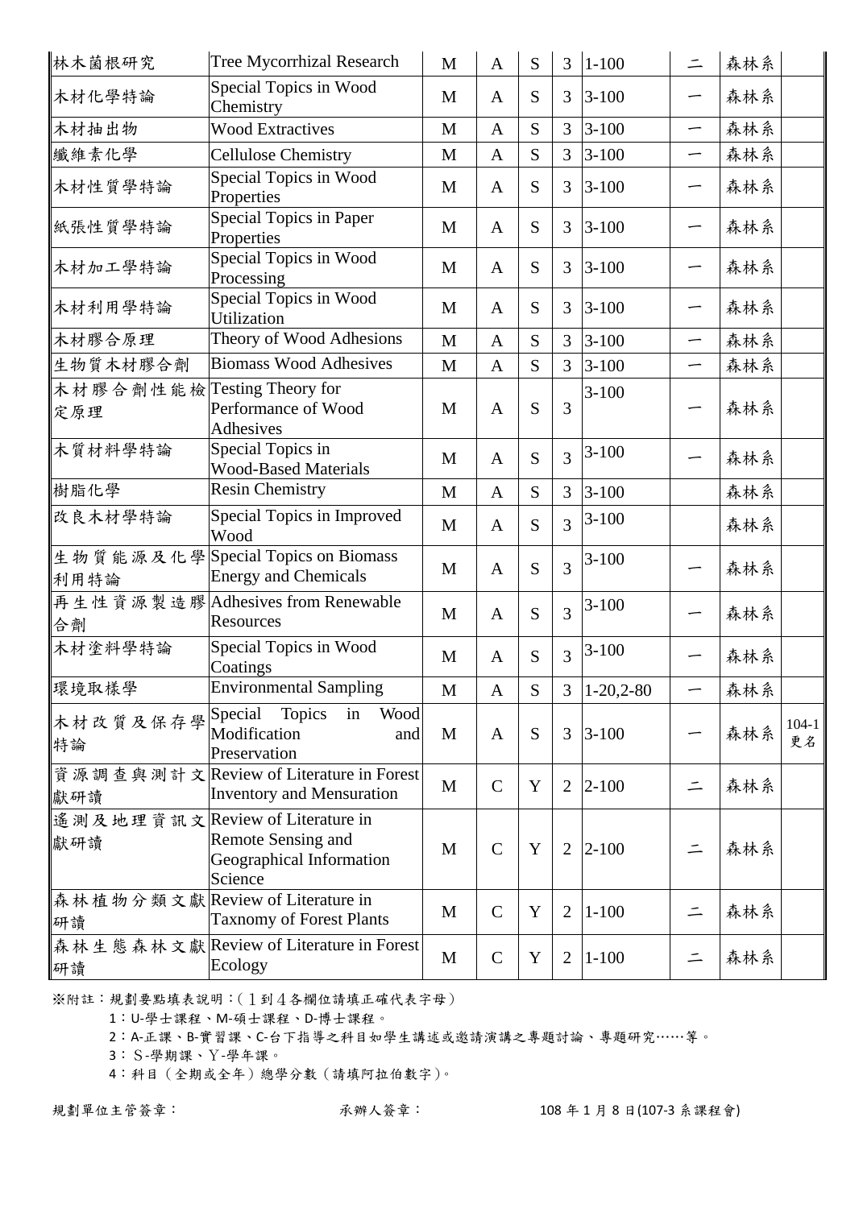| 林木菌根研究 | Tree Mycorrhizal Research | M | A | S | 3 | 1-100 | 二 | 森林系 | |
|---|---|---|---|---|---|---|---|---|---|
| 木材化學特論 | Special Topics in Wood Chemistry | M | A | S | 3 | 3-100 | 一 | 森林系 | |
| 木材抽出物 | Wood Extractives | M | A | S | 3 | 3-100 | 一 | 森林系 | |
| 纖維素化學 | Cellulose Chemistry | M | A | S | 3 | 3-100 | 一 | 森林系 | |
| 木材性質學特論 | Special Topics in Wood Properties | M | A | S | 3 | 3-100 | 一 | 森林系 | |
| 紙張性質學特論 | Special Topics in Paper Properties | M | A | S | 3 | 3-100 | 一 | 森林系 | |
| 木材加工學特論 | Special Topics in Wood Processing | M | A | S | 3 | 3-100 | 一 | 森林系 | |
| 木材利用學特論 | Special Topics in Wood Utilization | M | A | S | 3 | 3-100 | 一 | 森林系 | |
| 木材膠合原理 | Theory of Wood Adhesions | M | A | S | 3 | 3-100 | 一 | 森林系 | |
| 生物質木材膠合劑 | Biomass Wood Adhesives | M | A | S | 3 | 3-100 | 一 | 森林系 | |
| 木材膠合劑性能檢定原理 | Testing Theory for Performance of Wood Adhesives | M | A | S | 3 | 3-100 | 一 | 森林系 | |
| 木質材料學特論 | Special Topics in Wood-Based Materials | M | A | S | 3 | 3-100 | 一 | 森林系 | |
| 樹脂化學 | Resin Chemistry | M | A | S | 3 | 3-100 | | 森林系 | |
| 改良木材學特論 | Special Topics in Improved Wood | M | A | S | 3 | 3-100 | | 森林系 | |
| 生物質能源及化學利用特論 | Special Topics on Biomass Energy and Chemicals | M | A | S | 3 | 3-100 | 一 | 森林系 | |
| 再生性資源製造膠合劑 | Adhesives from Renewable Resources | M | A | S | 3 | 3-100 | 一 | 森林系 | |
| 木材塗料學特論 | Special Topics in Wood Coatings | M | A | S | 3 | 3-100 | 一 | 森林系 | |
| 環境取樣學 | Environmental Sampling | M | A | S | 3 | 1-20,2-80 | 一 | 森林系 | |
| 木材改質及保存學特論 | Special Topics in Wood Modification and Preservation | M | A | S | 3 | 3-100 | 一 | 森林系 | 104-1 更名 |
| 資源調查與測計文獻研讀 | Review of Literature in Forest Inventory and Mensuration | M | C | Y | 2 | 2-100 | 二 | 森林系 | |
| 遙測及地理資訊文獻研讀 | Review of Literature in Remote Sensing and Geographical Information Science | M | C | Y | 2 | 2-100 | 二 | 森林系 | |
| 森林植物分類文獻研讀 | Review of Literature in Taxnomy of Forest Plants | M | C | Y | 2 | 1-100 | 二 | 森林系 | |
| 森林生態森林文獻研讀 | Review of Literature in Forest Ecology | M | C | Y | 2 | 1-100 | 二 | 森林系 | |

※附註：規劃要點填表說明：(１到４各欄位請填正確代表字母)

1：U-學士課程、M-碩士課程、D-博士課程。

2：A-正課、B-實習課、C-台下指導之科目如學生講述或邀請演講之專題討論、專題研究……等。

3：Ｓ-學期課、Ｙ-學年課。

4：科目（全期或全年）總學分數（請填阿拉伯數字）。

規劃單位主管簽章：　　　　承辦人簽章：　　　　108 年 1 月 8 日(107-3 系課程會)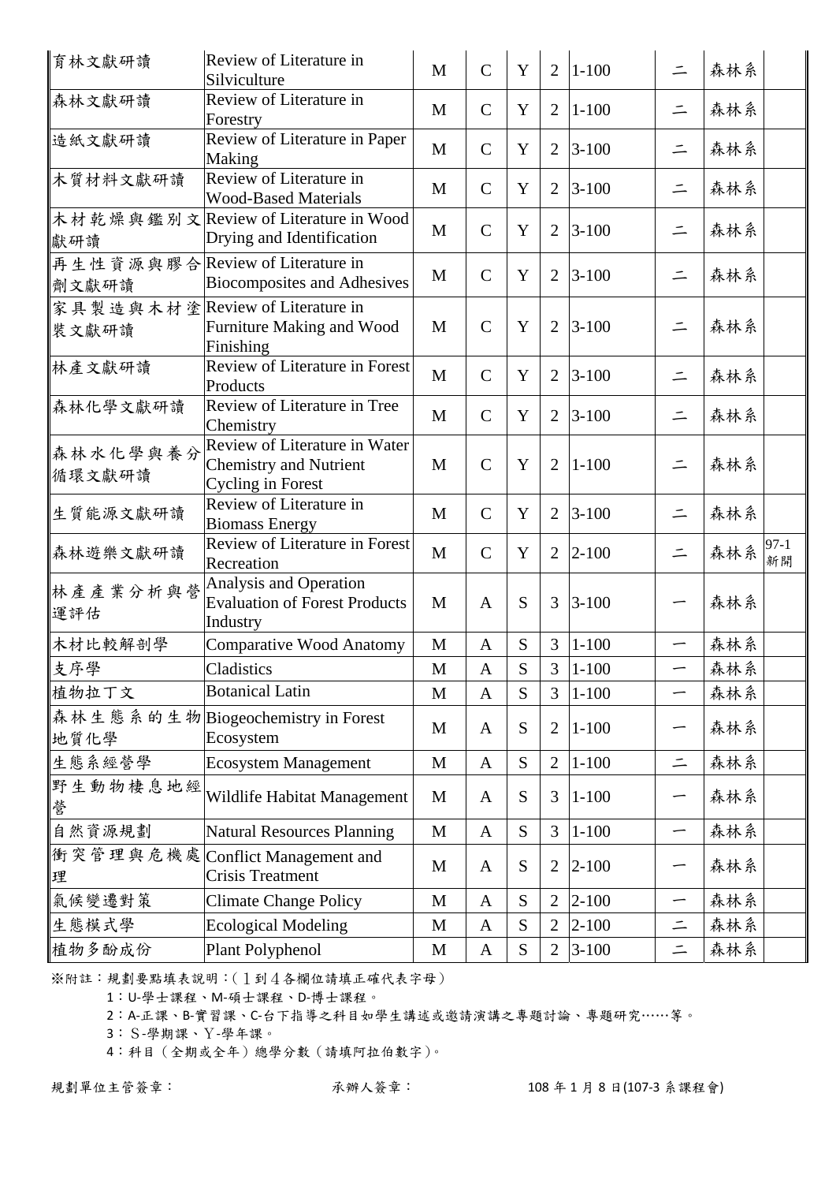| 育林文獻研讀 | Review of Literature in Silviculture | M | C | Y | 2 | 1-100 | 二 | 森林系 | |
|---|---|---|---|---|---|---|---|---|---|
| 森林文獻研讀 | Review of Literature in Forestry | M | C | Y | 2 | 1-100 | 二 | 森林系 | |
| 造紙文獻研讀 | Review of Literature in Paper Making | M | C | Y | 2 | 3-100 | 二 | 森林系 | |
| 木質材料文獻研讀 | Review of Literature in Wood-Based Materials | M | C | Y | 2 | 3-100 | 二 | 森林系 | |
| 木材乾燥與鑑別文獻研讀 | Review of Literature in Wood Drying and Identification | M | C | Y | 2 | 3-100 | 二 | 森林系 | |
| 再生性資源與膠合劑文獻研讀 | Review of Literature in Biocomposites and Adhesives | M | C | Y | 2 | 3-100 | 二 | 森林系 | |
| 家具製造與木材塗裝文獻研讀 | Review of Literature in Furniture Making and Wood Finishing | M | C | Y | 2 | 3-100 | 二 | 森林系 | |
| 林產文獻研讀 | Review of Literature in Forest Products | M | C | Y | 2 | 3-100 | 二 | 森林系 | |
| 森林化學文獻研讀 | Review of Literature in Tree Chemistry | M | C | Y | 2 | 3-100 | 二 | 森林系 | |
| 森林水化學與養分循環文獻研讀 | Review of Literature in Water Chemistry and Nutrient Cycling in Forest | M | C | Y | 2 | 1-100 | 二 | 森林系 | |
| 生質能源文獻研讀 | Review of Literature in Biomass Energy | M | C | Y | 2 | 3-100 | 二 | 森林系 | |
| 森林遊樂文獻研讀 | Review of Literature in Forest Recreation | M | C | Y | 2 | 2-100 | 二 | 森林系 | 97-1 新開 |
| 林產產業分析與營運評估 | Analysis and Operation Evaluation of Forest Products Industry | M | A | S | 3 | 3-100 | 一 | 森林系 | |
| 木材比較解剖學 | Comparative Wood Anatomy | M | A | S | 3 | 1-100 | 一 | 森林系 | |
| 支序學 | Cladistics | M | A | S | 3 | 1-100 | 一 | 森林系 | |
| 植物拉丁文 | Botanical Latin | M | A | S | 3 | 1-100 | 一 | 森林系 | |
| 森林生態系的生物地質化學 | Biogeochemistry in Forest Ecosystem | M | A | S | 2 | 1-100 | 一 | 森林系 | |
| 生態系經營學 | Ecosystem Management | M | A | S | 2 | 1-100 | 二 | 森林系 | |
| 野生動物棲息地經營 | Wildlife Habitat Management | M | A | S | 3 | 1-100 | 一 | 森林系 | |
| 自然資源規劃 | Natural Resources Planning | M | A | S | 3 | 1-100 | 一 | 森林系 | |
| 衝突管理與危機處理 | Conflict Management and Crisis Treatment | M | A | S | 2 | 2-100 | 一 | 森林系 | |
| 氣候變遷對策 | Climate Change Policy | M | A | S | 2 | 2-100 | 一 | 森林系 | |
| 生態模式學 | Ecological Modeling | M | A | S | 2 | 2-100 | 二 | 森林系 | |
| 植物多酚成份 | Plant Polyphenol | M | A | S | 2 | 3-100 | 二 | 森林系 | |

※附註：規劃要點填表說明：(１到４各欄位請填正確代表字母)

1：U-學士課程、M-碩士課程、D-博士課程。

2：A-正課、B-實習課、C-台下指導之科目如學生講述或邀請演講之專題討論、專題研究……等。

3：Ｓ-學期課、Ｙ-學年課。

4：科目(全期或全年)總學分數(請填阿拉伯數字)。

規劃單位主管簽章： 承辦人簽章： 108 年 1 月 8 日(107-3 系課程會)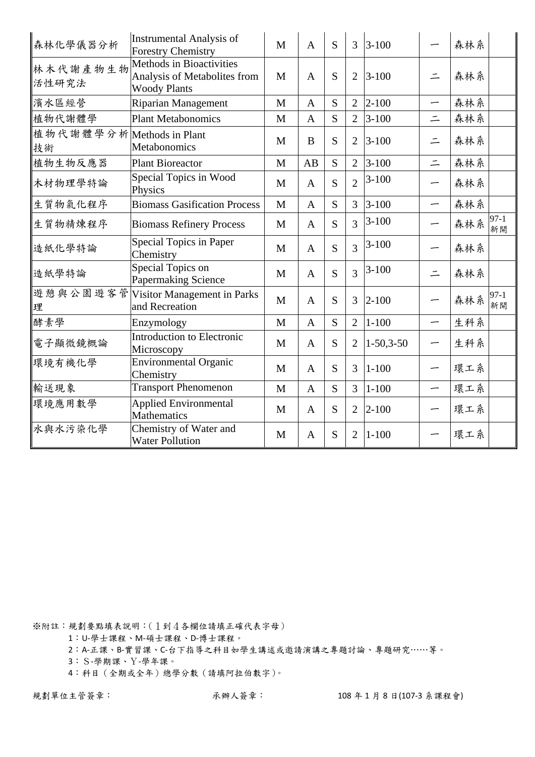| | | | | | | | | | |
|---|---|---|---|---|---|---|---|---|---|
| 森林化學儀器分析 | Instrumental Analysis of Forestry Chemistry | M | A | S | 3 | 3-100 | 一 | 森林系 | |
| 林木代謝產物生物活性研究法 | Methods in Bioactivities Analysis of Metabolites from Woody Plants | M | A | S | 2 | 3-100 | 二 | 森林系 | |
| 濱水區經營 | Riparian Management | M | A | S | 2 | 2-100 | 一 | 森林系 | |
| 植物代謝體學 | Plant Metabonomics | M | A | S | 2 | 3-100 | 二 | 森林系 | |
| 植物代謝體學分析技術 | Methods in Plant Metabonomics | M | B | S | 2 | 3-100 | 二 | 森林系 | |
| 植物生物反應器 | Plant Bioreactor | M | AB | S | 2 | 3-100 | 二 | 森林系 | |
| 木材物理學特論 | Special Topics in Wood Physics | M | A | S | 2 | 3-100 | 一 | 森林系 | |
| 生質物氣化程序 | Biomass Gasification Process | M | A | S | 3 | 3-100 | 一 | 森林系 | |
| 生質物精煉程序 | Biomass Refinery Process | M | A | S | 3 | 3-100 | 一 | 森林系 | 97-1 新開 |
| 造紙化學特論 | Special Topics in Paper Chemistry | M | A | S | 3 | 3-100 | 一 | 森林系 | |
| 造紙學特論 | Special Topics on Papermaking Science | M | A | S | 3 | 3-100 | 二 | 森林系 | |
| 遊憩與公園遊客管理 | Visitor Management in Parks and Recreation | M | A | S | 3 | 2-100 | 一 | 森林系 | 97-1 新開 |
| 酵素學 | Enzymology | M | A | S | 2 | 1-100 | 一 | 生科系 | |
| 電子顯微鏡概論 | Introduction to Electronic Microscopy | M | A | S | 2 | 1-50,3-50 | 一 | 生科系 | |
| 環境有機化學 | Environmental Organic Chemistry | M | A | S | 3 | 1-100 | 一 | 環工系 | |
| 輸送現象 | Transport Phenomenon | M | A | S | 3 | 1-100 | 一 | 環工系 | |
| 環境應用數學 | Applied Environmental Mathematics | M | A | S | 2 | 2-100 | 一 | 環工系 | |
| 水與水污染化學 | Chemistry of Water and Water Pollution | M | A | S | 2 | 1-100 | 一 | 環工系 | |

※附註：規劃要點填表說明：(１到４各欄位請填正確代表字母)

1：U-學士課程、M-碩士課程、D-博士課程。

2：A-正課、B-實習課、C-台下指導之科目如學生講述或邀請演講之專題討論、專題研究……等。

3：Ｓ-學期課、Ｙ-學年課。

4：科目（全期或全年）總學分數（請填阿拉伯數字）。

規劃單位主管簽章： 承辦人簽章： 108 年 1 月 8 日(107-3 系課程會)